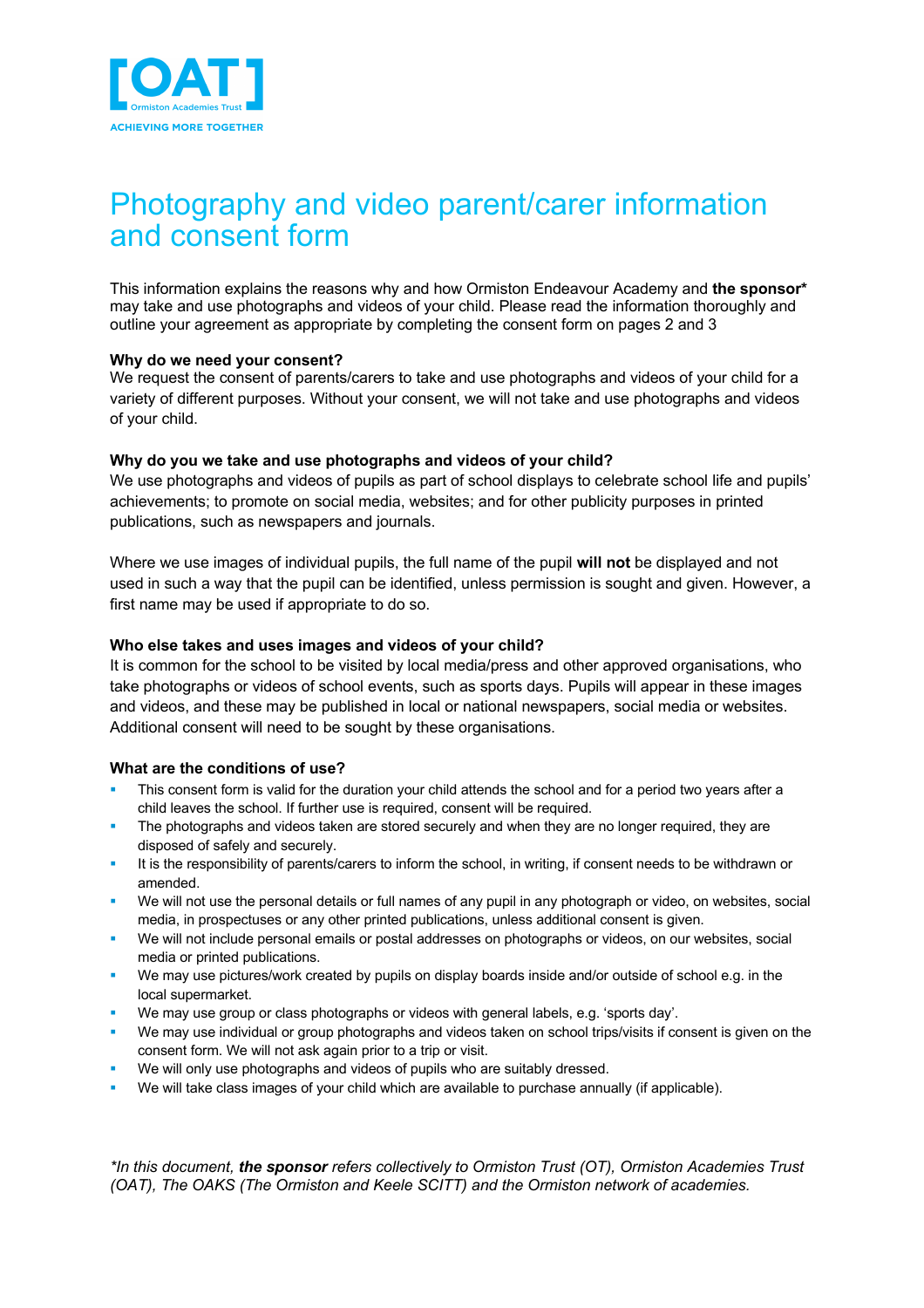[OAT]
Ormiston Academies Trust
ACHIEVING MORE TOGETHER

# Photography and video parent/carer information and consent form

This information explains the reasons why and how Ormiston Endeavour Academy and **the sponsor*** may take and use photographs and videos of your child. Please read the information thoroughly and outline your agreement as appropriate by completing the consent form on pages 2 and 3

**Why do we need your consent?**
We request the consent of parents/carers to take and use photographs and videos of your child for a variety of different purposes. Without your consent, we will not take and use photographs and videos of your child.

**Why do you we take and use photographs and videos of your child?**
We use photographs and videos of pupils as part of school displays to celebrate school life and pupils' achievements; to promote on social media, websites; and for other publicity purposes in printed publications, such as newspapers and journals.

Where we use images of individual pupils, the full name of the pupil **will not** be displayed and not used in such a way that the pupil can be identified, unless permission is sought and given. However, a first name may be used if appropriate to do so.

**Who else takes and uses images and videos of your child?**
It is common for the school to be visited by local media/press and other approved organisations, who take photographs or videos of school events, such as sports days. Pupils will appear in these images and videos, and these may be published in local or national newspapers, social media or websites. Additional consent will need to be sought by these organisations.

**What are the conditions of use?**

- This consent form is valid for the duration your child attends the school and for a period two years after a child leaves the school. If further use is required, consent will be required.
- The photographs and videos taken are stored securely and when they are no longer required, they are disposed of safely and securely.
- It is the responsibility of parents/carers to inform the school, in writing, if consent needs to be withdrawn or amended.
- We will not use the personal details or full names of any pupil in any photograph or video, on websites, social media, in prospectuses or any other printed publications, unless additional consent is given.
- We will not include personal emails or postal addresses on photographs or videos, on our websites, social media or printed publications.
- We may use pictures/work created by pupils on display boards inside and/or outside of school e.g. in the local supermarket.
- We may use group or class photographs or videos with general labels, e.g. 'sports day'.
- We may use individual or group photographs and videos taken on school trips/visits if consent is given on the consent form. We will not ask again prior to a trip or visit.
- We will only use photographs and videos of pupils who are suitably dressed.
- We will take class images of your child which are available to purchase annually (if applicable).

**In this document, **the sponsor** refers collectively to Ormiston Trust (OT), Ormiston Academies Trust (OAT), The OAKS (The Ormiston and Keele SCITT) and the Ormiston network of academies.*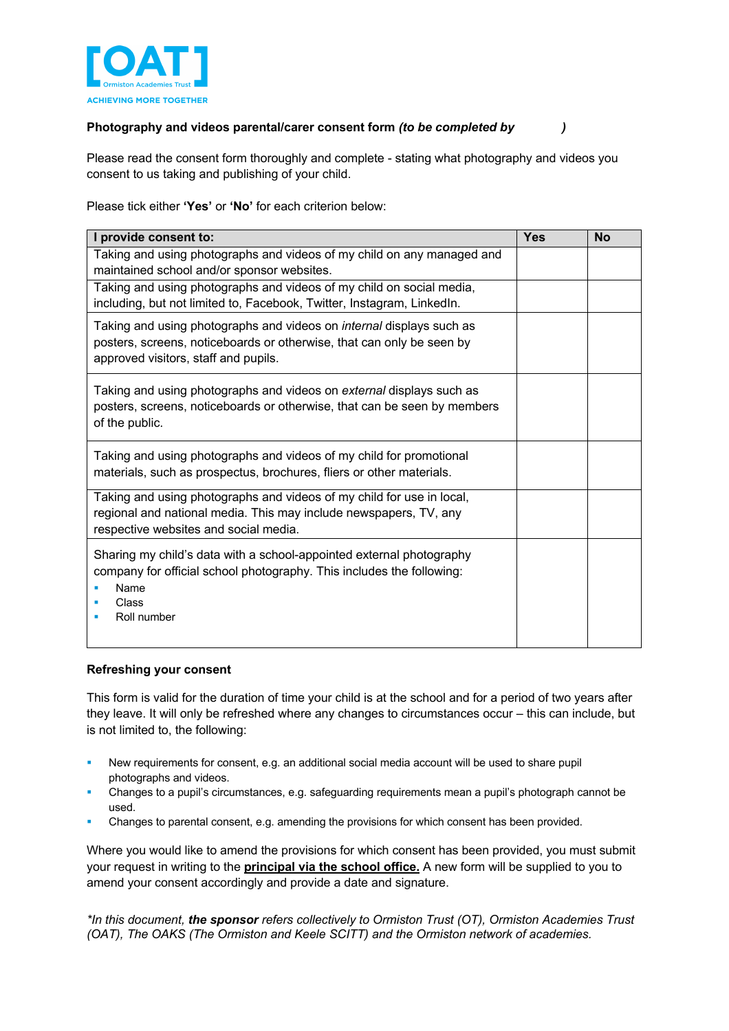**Photography and videos parental/carer consent form** ***(to be completed by )***

Please read the consent form thoroughly and complete - stating what photography and videos you consent to us taking and publishing of your child.

Please tick either **'Yes'** or **'No'** for each criterion below:

| I provide consent to: | Yes | No |
|---|---|---|
| Taking and using photographs and videos of my child on any managed and maintained school and/or sponsor websites. | | |
| Taking and using photographs and videos of my child on social media, including, but not limited to, Facebook, Twitter, Instagram, LinkedIn. | | |
| Taking and using photographs and videos on *internal* displays such as posters, screens, noticeboards or otherwise, that can only be seen by approved visitors, staff and pupils. | | |
| Taking and using photographs and videos on *external* displays such as posters, screens, noticeboards or otherwise, that can be seen by members of the public. | | |
| Taking and using photographs and videos of my child for promotional materials, such as prospectus, brochures, fliers or other materials. | | |
| Taking and using photographs and videos of my child for use in local, regional and national media. This may include newspapers, TV, any respective websites and social media. | | |
| Sharing my child's data with a school-appointed external photography company for official school photography. This includes the following: <br>▪ Name <br>▪ Class <br>▪ Roll number | | |

**Refreshing your consent**

This form is valid for the duration of time your child is at the school and for a period of two years after they leave. It will only be refreshed where any changes to circumstances occur – this can include, but is not limited to, the following:

- New requirements for consent, e.g. an additional social media account will be used to share pupil photographs and videos.
- Changes to a pupil's circumstances, e.g. safeguarding requirements mean a pupil's photograph cannot be used.
- Changes to parental consent, e.g. amending the provisions for which consent has been provided.

Where you would like to amend the provisions for which consent has been provided, you must submit your request in writing to the **principal via the school office.** A new form will be supplied to you to amend your consent accordingly and provide a date and signature.

**In this document,* ***the sponsor*** *refers collectively to Ormiston Trust (OT), Ormiston Academies Trust (OAT), The OAKS (The Ormiston and Keele SCITT) and the Ormiston network of academies.*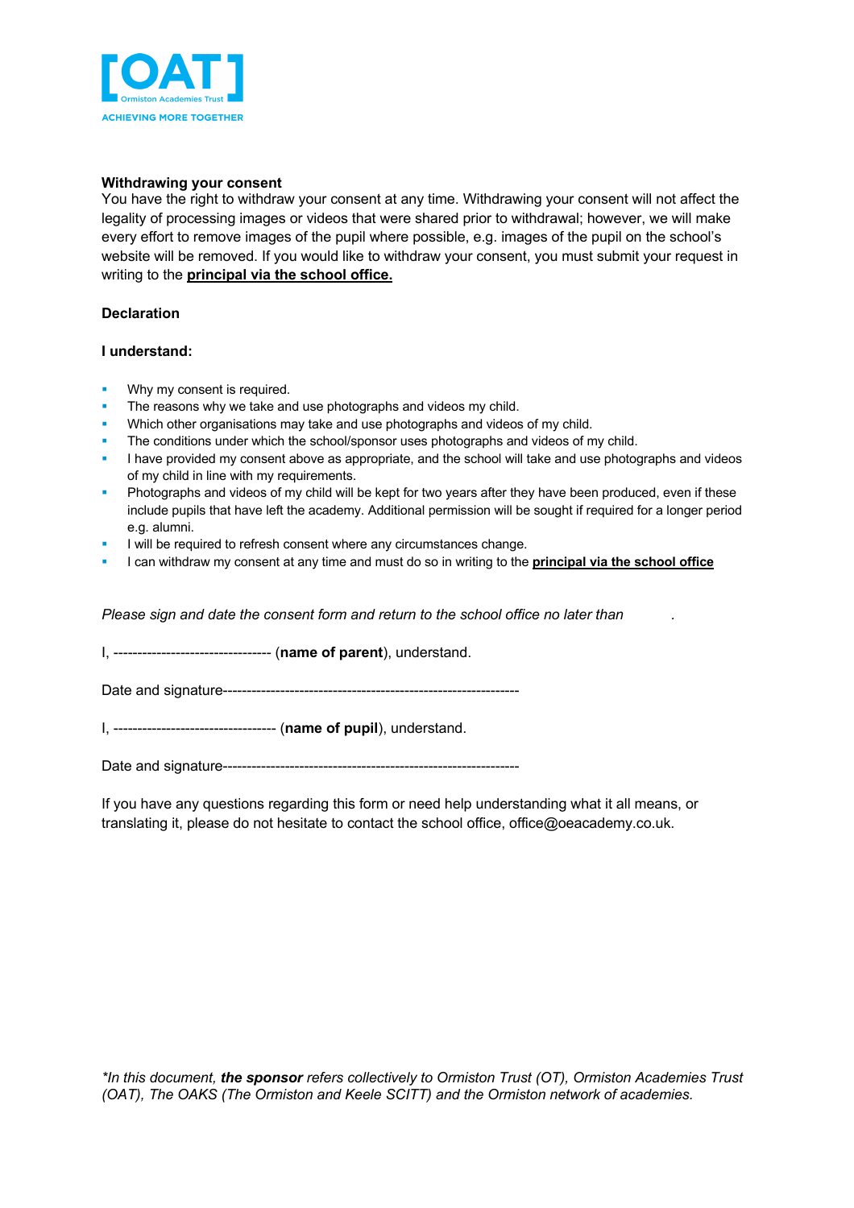**Withdrawing your consent**

You have the right to withdraw your consent at any time. Withdrawing your consent will not affect the legality of processing images or videos that were shared prior to withdrawal; however, we will make every effort to remove images of the pupil where possible, e.g. images of the pupil on the school's website will be removed. If you would like to withdraw your consent, you must submit your request in writing to the **principal via the school office.**

**Declaration**

**I understand:**

- Why my consent is required.
- The reasons why we take and use photographs and videos my child.
- Which other organisations may take and use photographs and videos of my child.
- The conditions under which the school/sponsor uses photographs and videos of my child.
- I have provided my consent above as appropriate, and the school will take and use photographs and videos of my child in line with my requirements.
- Photographs and videos of my child will be kept for two years after they have been produced, even if these include pupils that have left the academy. Additional permission will be sought if required for a longer period e.g. alumni.
- I will be required to refresh consent where any circumstances change.
- I can withdraw my consent at any time and must do so in writing to the **principal via the school office**

*Please sign and date the consent form and return to the school office no later than .*

I, --------------------------------- (**name of parent**), understand.

Date and signature--------------------------------------------------------------

I, ---------------------------------- (**name of pupil**), understand.

Date and signature--------------------------------------------------------------

If you have any questions regarding this form or need help understanding what it all means, or translating it, please do not hesitate to contact the school office, office@oeacademy.co.uk.

*\*In this document, **the sponsor** refers collectively to Ormiston Trust (OT), Ormiston Academies Trust (OAT), The OAKS (The Ormiston and Keele SCITT) and the Ormiston network of academies.*